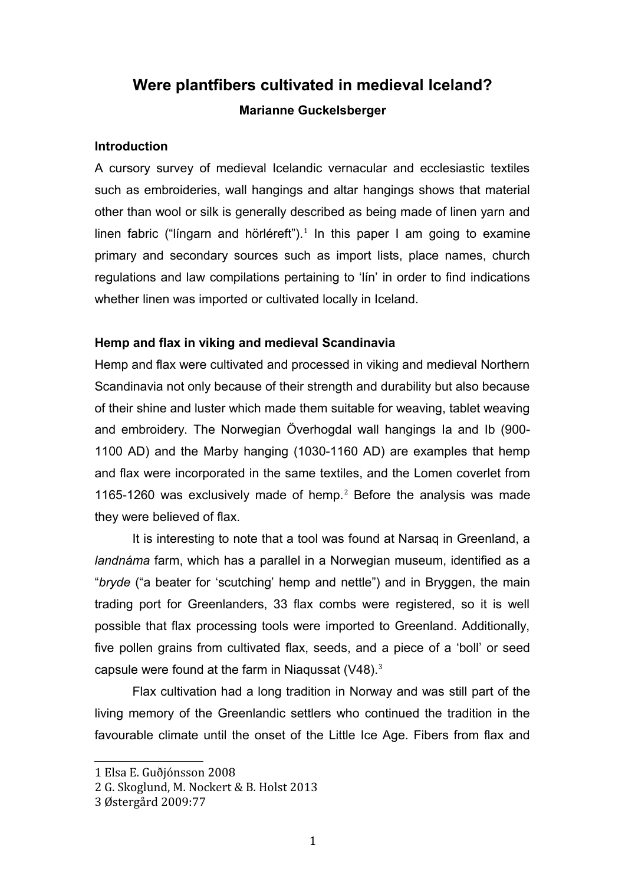# Were plantfibers cultivated in medieval Iceland?

**Marianne Guckelsberger**

## Introduction

A cursory survey of medieval Icelandic vernacular and ecclesiastic textiles such as embroideries, wall hangings and altar hangings shows that material other than wool or silk is generally described as being made of linen yarn and linen fabric ("língarn and hörléreft").[1] In this paper I am going to examine primary and secondary sources such as import lists, place names, church regulations and law compilations pertaining to 'lín' in order to find indications whether linen was imported or cultivated locally in Iceland.

## Hemp and flax in viking and medieval Scandinavia

Hemp and flax were cultivated and processed in viking and medieval Northern Scandinavia not only because of their strength and durability but also because of their shine and luster which made them suitable for weaving, tablet weaving and embroidery. The Norwegian Överhogdal wall hangings Ia and Ib (900-1100 AD) and the Marby hanging (1030-1160 AD) are examples that hemp and flax were incorporated in the same textiles, and the Lomen coverlet from 1165-1260 was exclusively made of hemp.[2] Before the analysis was made they were believed of flax.

It is interesting to note that a tool was found at Narsaq in Greenland, a *landnáma* farm, which has a parallel in a Norwegian museum, identified as a "*bryde* ("a beater for 'scutching' hemp and nettle") and in Bryggen, the main trading port for Greenlanders, 33 flax combs were registered, so it is well possible that flax processing tools were imported to Greenland. Additionally, five pollen grains from cultivated flax, seeds, and a piece of a 'boll' or seed capsule were found at the farm in Niaqussat (V48).[3]

Flax cultivation had a long tradition in Norway and was still part of the living memory of the Greenlandic settlers who continued the tradition in the favourable climate until the onset of the Little Ice Age. Fibers from flax and

---

1 Elsa E. Guðjónsson 2008

2 G. Skoglund, M. Nockert & B. Holst 2013

3 Østergård 2009:77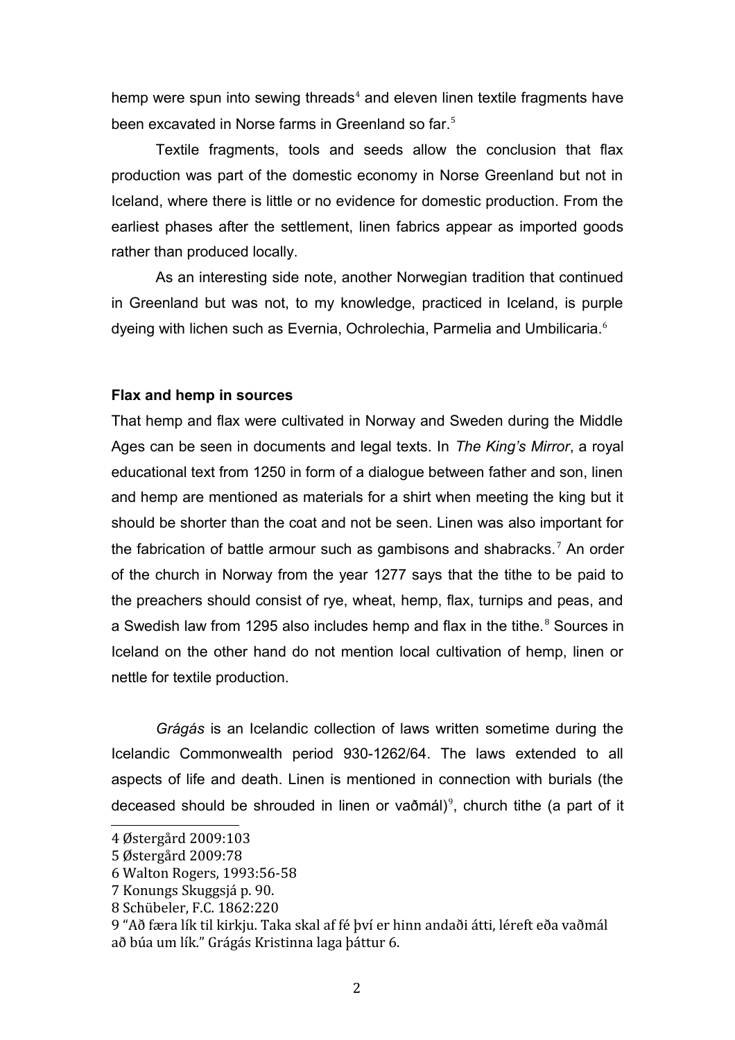hemp were spun into sewing threads[4] and eleven linen textile fragments have been excavated in Norse farms in Greenland so far.[5]

Textile fragments, tools and seeds allow the conclusion that flax production was part of the domestic economy in Norse Greenland but not in Iceland, where there is little or no evidence for domestic production. From the earliest phases after the settlement, linen fabrics appear as imported goods rather than produced locally.

As an interesting side note, another Norwegian tradition that continued in Greenland but was not, to my knowledge, practiced in Iceland, is purple dyeing with lichen such as Evernia, Ochrolechia, Parmelia and Umbilicaria.[6]

**Flax and hemp in sources**

That hemp and flax were cultivated in Norway and Sweden during the Middle Ages can be seen in documents and legal texts. In *The King's Mirror*, a royal educational text from 1250 in form of a dialogue between father and son, linen and hemp are mentioned as materials for a shirt when meeting the king but it should be shorter than the coat and not be seen. Linen was also important for the fabrication of battle armour such as gambisons and shabracks.[7] An order of the church in Norway from the year 1277 says that the tithe to be paid to the preachers should consist of rye, wheat, hemp, flax, turnips and peas, and a Swedish law from 1295 also includes hemp and flax in the tithe.[8] Sources in Iceland on the other hand do not mention local cultivation of hemp, linen or nettle for textile production.

*Grágás* is an Icelandic collection of laws written sometime during the Icelandic Commonwealth period 930-1262/64. The laws extended to all aspects of life and death. Linen is mentioned in connection with burials (the deceased should be shrouded in linen or vaðmál)[9], church tithe (a part of it

4 Østergård 2009:103

5 Østergård 2009:78

6 Walton Rogers, 1993:56-58

7 Konungs Skuggsjá p. 90.

8 Schübeler, F.C. 1862:220

9 "Að færa lík til kirkju. Taka skal af fé því er hinn andaði átti, léreft eða vaðmál að búa um lík." Grágás Kristinna laga þáttur 6.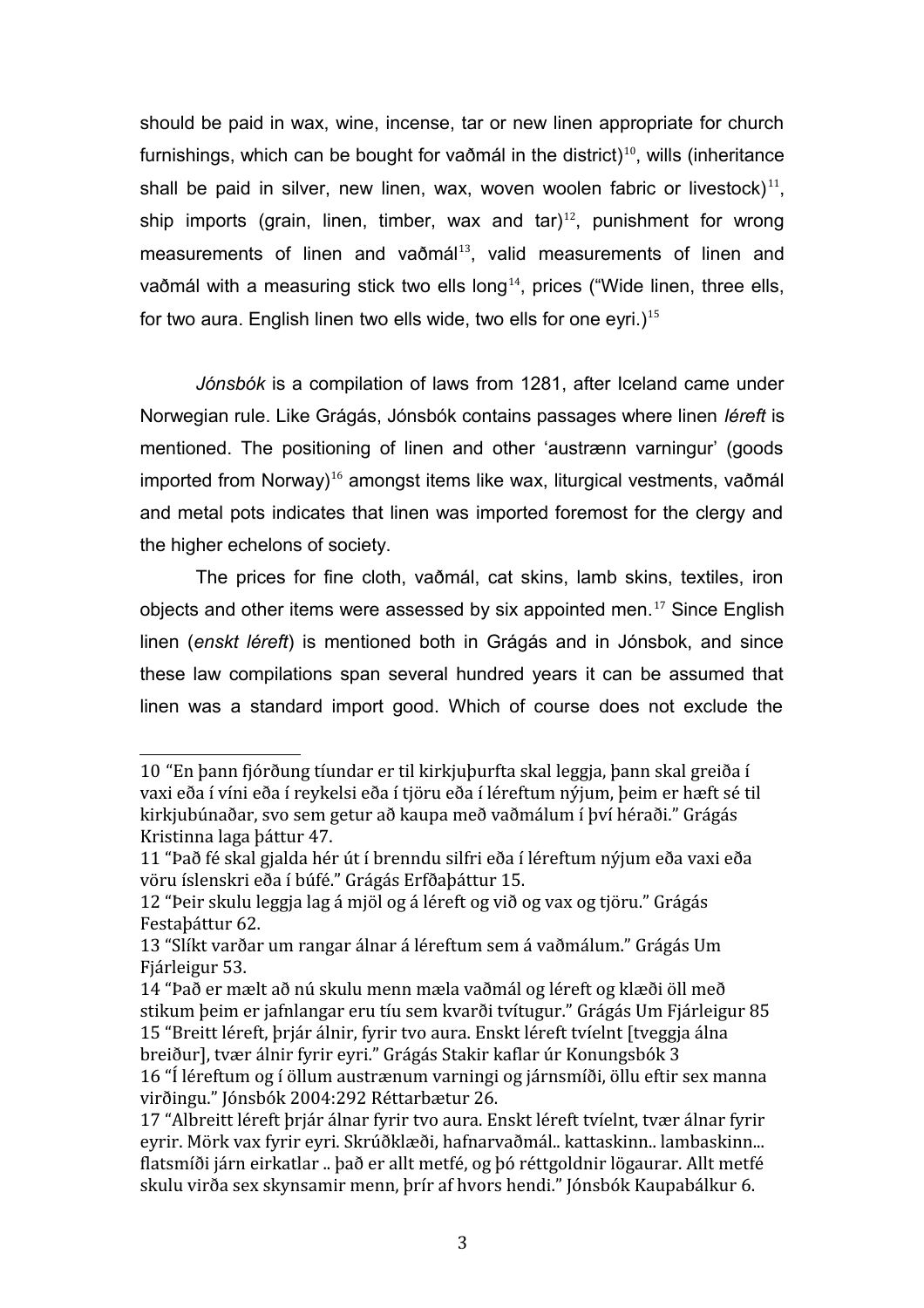should be paid in wax, wine, incense, tar or new linen appropriate for church furnishings, which can be bought for vaðmál in the district)[10], wills (inheritance shall be paid in silver, new linen, wax, woven woolen fabric or livestock)[11], ship imports (grain, linen, timber, wax and tar)[12], punishment for wrong measurements of linen and vaðmál[13], valid measurements of linen and vaðmál with a measuring stick two ells long[14], prices ("Wide linen, three ells, for two aura. English linen two ells wide, two ells for one eyri.)[15]

*Jónsbók* is a compilation of laws from 1281, after Iceland came under Norwegian rule. Like Grágás, Jónsbók contains passages where linen *léreft* is mentioned. The positioning of linen and other 'austrænn varningur' (goods imported from Norway)[16] amongst items like wax, liturgical vestments, vaðmál and metal pots indicates that linen was imported foremost for the clergy and the higher echelons of society.

The prices for fine cloth, vaðmál, cat skins, lamb skins, textiles, iron objects and other items were assessed by six appointed men.[17] Since English linen (*enskt léreft*) is mentioned both in Grágás and in Jónsbok, and since these law compilations span several hundred years it can be assumed that linen was a standard import good. Which of course does not exclude the

---

10 "En þann fjórðung tíundar er til kirkjuþurfta skal leggja, þann skal greiða í vaxi eða í víni eða í reykelsi eða í tjöru eða í lérefum nýjum, þeim er hæft sé til kirkjubúnaðar, svo sem getur að kaupa með vaðmálum í því héraði." Grágás Kristinna laga þáttur 47.

11 "Það fé skal gjalda hér út í brenndu silfri eða í lérefum nýjum eða vaxi eða vöru íslenskri eða í búfé." Grágás Erfðaþáttur 15.

12 "Þeir skulu leggja lag á mjöl og á léreft og við og vax og tjöru." Grágás Festaþáttur 62.

13 "Slíkt varðar um rangar álnar á lérefum sem á vaðmálum." Grágás Um Fjárleigur 53.

14 "Það er mælt að nú skulu menn mæla vaðmál og léreft og klæði öll með stikum þeim er jafnlangar eru tíu sem kvarði tvítugur." Grágás Um Fjárleigur 85

15 "Breitt léreft, þrjár álnir, fyrir tvo aura. Enskt léreft tvíelnt [tveggja álna breiður], tvær álnir fyrir eyri." Grágás Stakir kaflar úr Konungsbók 3

16 "Í lérefum og í öllum austrænum varningi og járnsmíði, öllu eftir sex manna virðingu." Jónsbók 2004:292 Réttarbætur 26.

17 "Albreitt léreft þrjár álnar fyrir tvo aura. Enskt léreft tvíelnt, tvær álnar fyrir eyrir. Mörk vax fyrir eyri. Skrúðklæði, hafnarvaðmál.. kattaskinn.. lambaskinn... flatsmíði járn eirkatlar .. það er allt metfé, og þó réttgoldnir lögaurar. Allt metfé skulu virða sex skynsamir menn, þrír af hvors hendi." Jónsbók Kaupabálkur 6.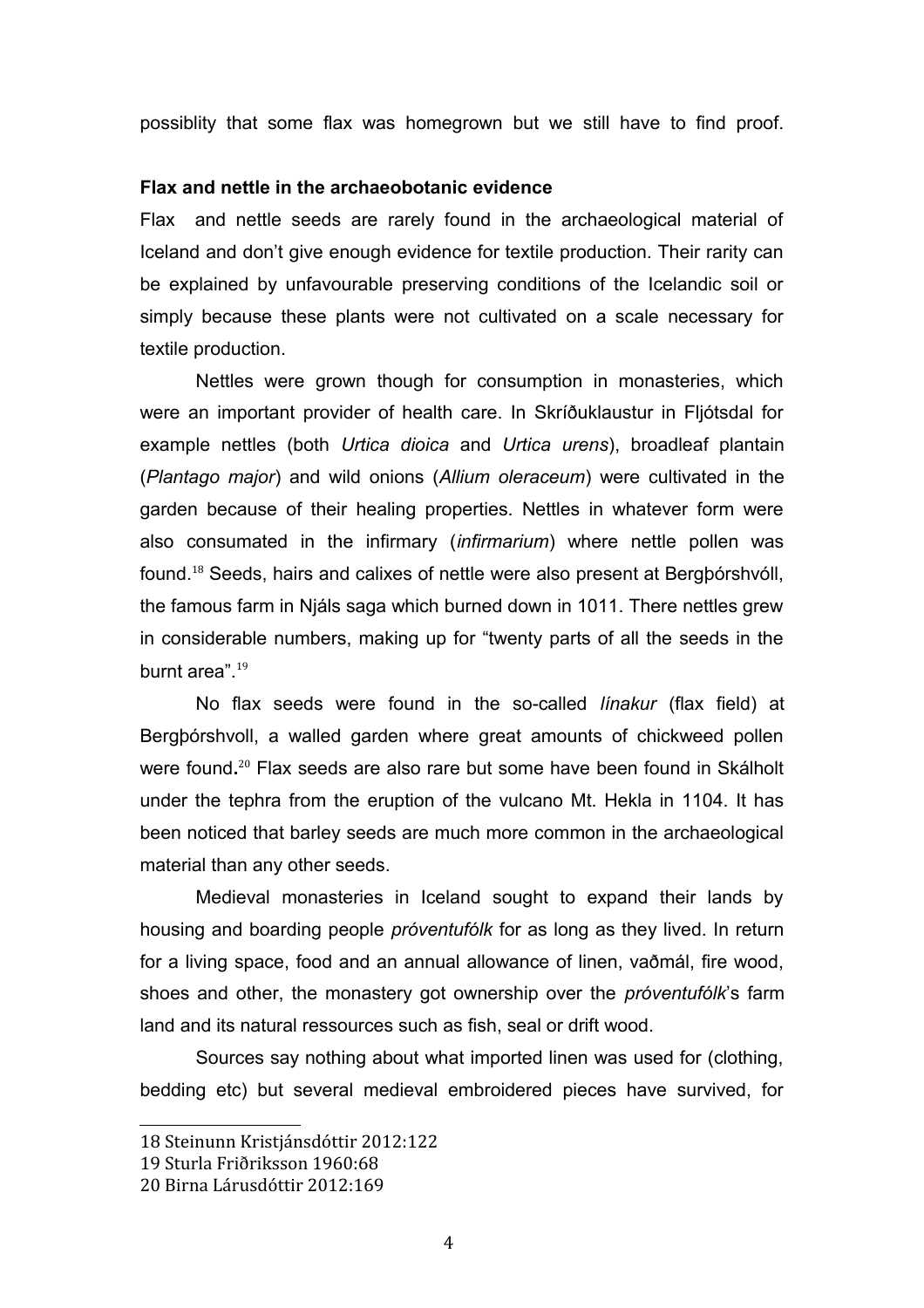possiblity that some flax was homegrown but we still have to find proof.

**Flax and nettle in the archaeobotanic evidence**

Flax and nettle seeds are rarely found in the archaeological material of Iceland and don't give enough evidence for textile production. Their rarity can be explained by unfavourable preserving conditions of the Icelandic soil or simply because these plants were not cultivated on a scale necessary for textile production.

Nettles were grown though for consumption in monasteries, which were an important provider of health care. In Skríðuklaustur in Fljótsdal for example nettles (both *Urtica dioica* and *Urtica urens*), broadleaf plantain (*Plantago major*) and wild onions (*Allium oleraceum*) were cultivated in the garden because of their healing properties. Nettles in whatever form were also consumated in the infirmary (*infirmarium*) where nettle pollen was found.[18] Seeds, hairs and calixes of nettle were also present at Bergþórshvóll, the famous farm in Njáls saga which burned down in 1011. There nettles grew in considerable numbers, making up for "twenty parts of all the seeds in the burnt area".[19]

No flax seeds were found in the so-called *línakur* (flax field) at Bergþórshvoll, a walled garden where great amounts of chickweed pollen were found**.**[20] Flax seeds are also rare but some have been found in Skálholt under the tephra from the eruption of the vulcano Mt. Hekla in 1104. It has been noticed that barley seeds are much more common in the archaeological material than any other seeds.

Medieval monasteries in Iceland sought to expand their lands by housing and boarding people *próventufólk* for as long as they lived. In return for a living space, food and an annual allowance of linen, vaðmál, fire wood, shoes and other, the monastery got ownership over the *próventufólk*'s farm land and its natural ressources such as fish, seal or drift wood.

Sources say nothing about what imported linen was used for (clothing, bedding etc) but several medieval embroidered pieces have survived, for

---

18 Steinunn Kristjánsdóttir 2012:122

19 Sturla Friðriksson 1960:68

20 Birna Lárusdóttir 2012:169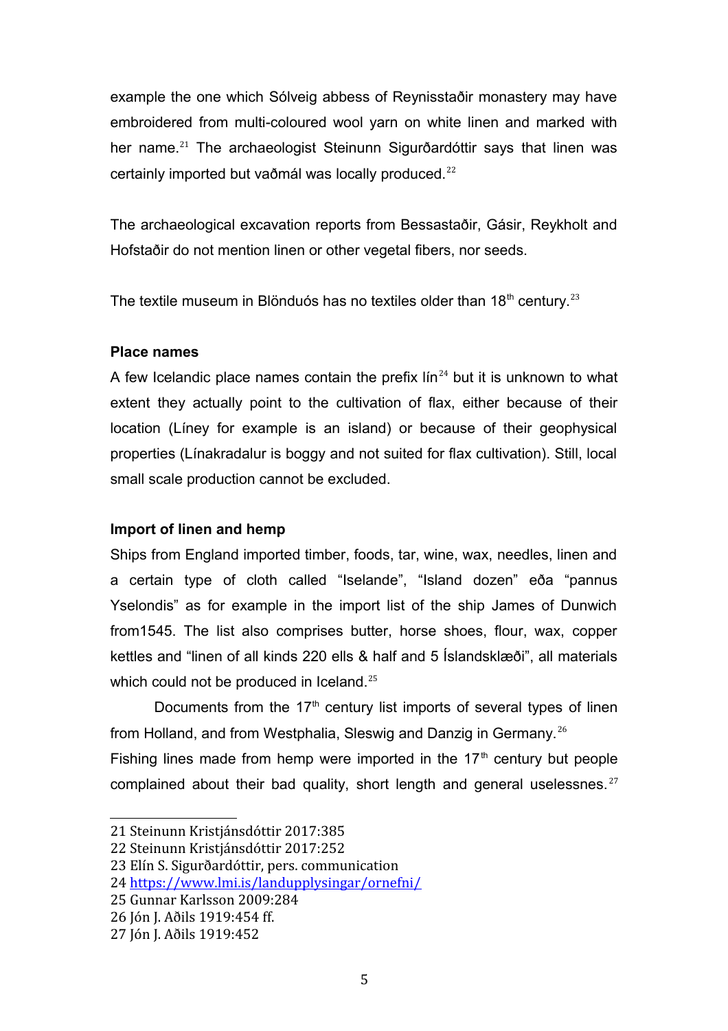example the one which Sólveig abbess of Reynisstaðir monastery may have embroidered from multi-coloured wool yarn on white linen and marked with her name.[21] The archaeologist Steinunn Sigurðardóttir says that linen was certainly imported but vaðmál was locally produced.[22]

The archaeological excavation reports from Bessastaðir, Gásir, Reykholt and Hofstaðir do not mention linen or other vegetal fibers, nor seeds.

The textile museum in Blönduós has no textiles older than 18th century.[23]

**Place names**

A few Icelandic place names contain the prefix lín[24] but it is unknown to what extent they actually point to the cultivation of flax, either because of their location (Líney for example is an island) or because of their geophysical properties (Línakradalur is boggy and not suited for flax cultivation). Still, local small scale production cannot be excluded.

**Import of linen and hemp**

Ships from England imported timber, foods, tar, wine, wax, needles, linen and a certain type of cloth called "Iselande", "Island dozen" eða "pannus Yselondis" as for example in the import list of the ship James of Dunwich from1545. The list also comprises butter, horse shoes, flour, wax, copper kettles and "linen of all kinds 220 ells & half and 5 Íslandsklæði", all materials which could not be produced in Iceland.[25]

Documents from the 17th century list imports of several types of linen from Holland, and from Westphalia, Sleswig and Danzig in Germany.[26]
Fishing lines made from hemp were imported in the 17th century but people complained about their bad quality, short length and general uselessnes.[27]

---

21 Steinunn Kristjánsdóttir 2017:385
22 Steinunn Kristjánsdóttir 2017:252
23 Elín S. Sigurðardóttir, pers. communication
24 https://www.lmi.is/landupplysingar/ornefni/
25 Gunnar Karlsson 2009:284
26 Jón J. Aðils 1919:454 ff.
27 Jón J. Aðils 1919:452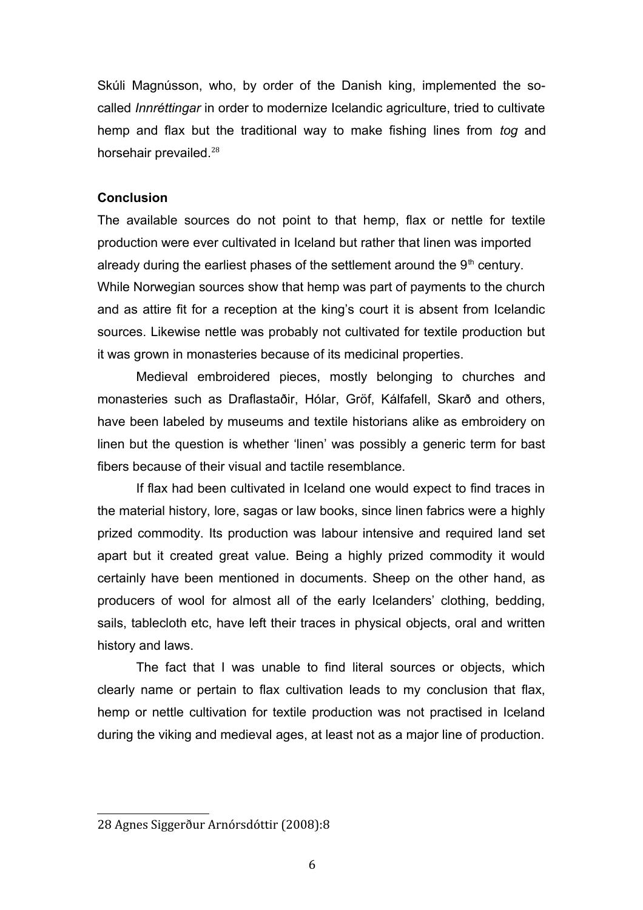Skúli Magnússon, who, by order of the Danish king, implemented the so-called *Innréttingar* in order to modernize Icelandic agriculture, tried to cultivate hemp and flax but the traditional way to make fishing lines from *tog* and horsehair prevailed.[28]

**Conclusion**

The available sources do not point to that hemp, flax or nettle for textile production were ever cultivated in Iceland but rather that linen was imported already during the earliest phases of the settlement around the 9th century. While Norwegian sources show that hemp was part of payments to the church and as attire fit for a reception at the king's court it is absent from Icelandic sources. Likewise nettle was probably not cultivated for textile production but it was grown in monasteries because of its medicinal properties.

Medieval embroidered pieces, mostly belonging to churches and monasteries such as Draflastaðir, Hólar, Gröf, Kálfafell, Skarð and others, have been labeled by museums and textile historians alike as embroidery on linen but the question is whether 'linen' was possibly a generic term for bast fibers because of their visual and tactile resemblance.

If flax had been cultivated in Iceland one would expect to find traces in the material history, lore, sagas or law books, since linen fabrics were a highly prized commodity. Its production was labour intensive and required land set apart but it created great value. Being a highly prized commodity it would certainly have been mentioned in documents. Sheep on the other hand, as producers of wool for almost all of the early Icelanders' clothing, bedding, sails, tablecloth etc, have left their traces in physical objects, oral and written history and laws.

The fact that I was unable to find literal sources or objects, which clearly name or pertain to flax cultivation leads to my conclusion that flax, hemp or nettle cultivation for textile production was not practised in Iceland during the viking and medieval ages, at least not as a major line of production.

---

28 Agnes Siggerður Arnórsdóttir (2008):8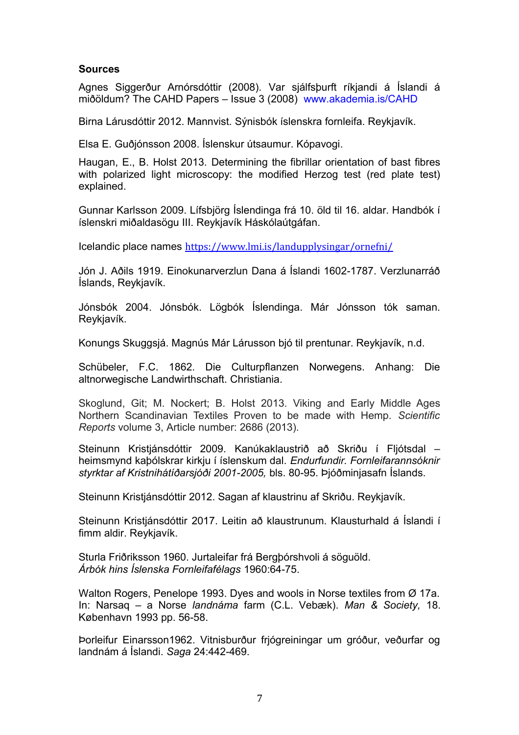**Sources**

Agnes Siggerður Arnórsdóttir (2008). Var sjálfsþurft ríkjandi á Íslandi á miðöldum? The CAHD Papers – Issue 3 (2008) www.akademia.is/CAHD

Birna Lárusdóttir 2012. Mannvist. Sýnisbók íslenskra fornleifa. Reykjavík.

Elsa E. Guðjónsson 2008. Íslenskur útsaumur. Kópavogi.

Haugan, E., B. Holst 2013. Determining the fibrillar orientation of bast fibres with polarized light microscopy: the modified Herzog test (red plate test) explained.

Gunnar Karlsson 2009. Lífsbjörg Íslendinga frá 10. öld til 16. aldar. Handbók í íslenskri miðaldasögu III. Reykjavík Háskólaútgáfan.

Icelandic place names https://www.lmi.is/landupplysingar/ornefni/

Jón J. Aðils 1919. Einokunarverzlun Dana á Íslandi 1602-1787. Verzlunarráð Íslands, Reykjavík.

Jónsbók 2004. Jónsbók. Lögbók Íslendinga. Már Jónsson tók saman. Reykjavík.

Konungs Skuggsjá. Magnús Már Lárusson bjó til prentunar. Reykjavík, n.d.

Schübeler, F.C. 1862. Die Culturpflanzen Norwegens. Anhang: Die altnorwegische Landwirthschaft. Christiania.

Skoglund, Git; M. Nockert; B. Holst 2013. Viking and Early Middle Ages Northern Scandinavian Textiles Proven to be made with Hemp. *Scientific Reports* volume 3, Article number: 2686 (2013).

Steinunn Kristjánsdóttir 2009. Kanúkaklaustrið að Skriðu í Fljótsdal – heimsmynd kaþólskrar kirkju í íslenskum dal. *Endurfundir. Fornleifarannsóknir styrktar af Kristnihátíðarsjóði 2001-2005,* bls. 80-95. Þjóðminjasafn Íslands.

Steinunn Kristjánsdóttir 2012. Sagan af klaustrinu af Skriðu. Reykjavík.

Steinunn Kristjánsdóttir 2017. Leitin að klaustrunum. Klausturhald á Íslandi í fimm aldir. Reykjavík.

Sturla Friðriksson 1960. Jurtaleifar frá Bergþórshvoli á söguöld. *Árbók hins Íslenska Fornleifafélags* 1960:64-75.

Walton Rogers, Penelope 1993. Dyes and wools in Norse textiles from Ø 17a. In: Narsaq – a Norse *landnáma* farm (C.L. Vebæk). *Man & Society,* 18. København 1993 pp. 56-58.

Þorleifur Einarsson1962. Vitnisburður frjógreiningar um gróður, veðurfar og landnám á Íslandi. *Saga* 24:442-469.